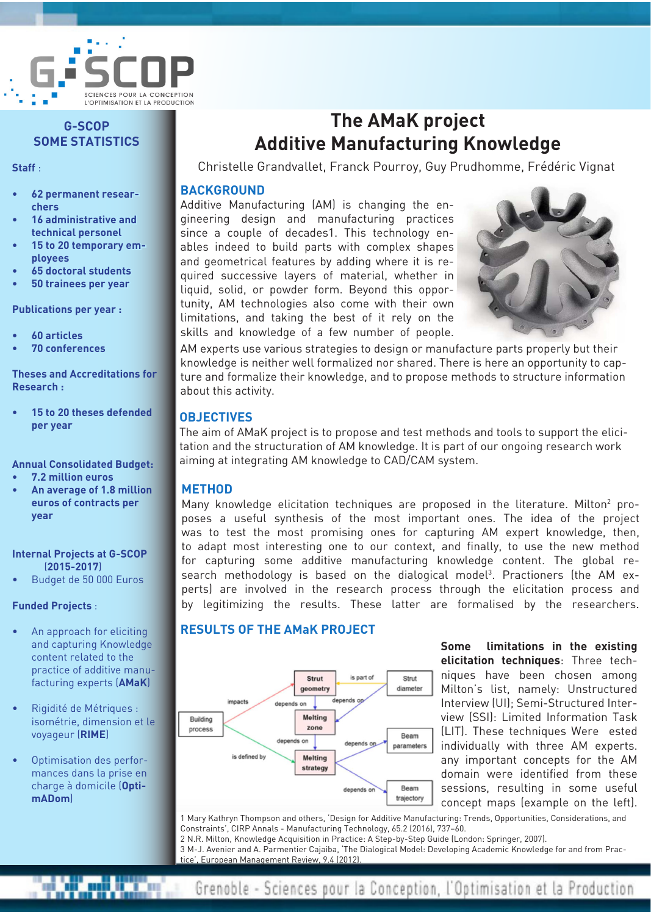# The AMaK project
# Additive Manufacturing Knowledge

Christelle Grandvallet, Franck Pourroy, Guy Prudhomme, Frédéric Vignat

## G-SCOP SOME STATISTICS

**Staff** :

- **62 permanent researchers**
- **16 administrative and technical personel**
- **15 to 20 temporary employees**
- **65 doctoral students**
- **50 trainees per year**

**Publications per year :**

- **60 articles**
- **70 conferences**

**Theses and Accreditations for Research :**

- **15 to 20 theses defended per year**

**Annual Consolidated Budget:**

- **7.2 million euros**
- **An average of 1.8 million euros of contracts per year**

**Internal Projects at G-SCOP (2015-2017)**

- Budget de 50 000 Euros

**Funded Projects** :

- An approach for eliciting and capturing Knowledge content related to the practice of additive manufacturing experts (**AMaK**)
- Rigidité de Métriques : isométrie, dimension et le voyageur (**RIME**)
- Optimisation des performances dans la prise en charge à domicile (**OptimADom**)

## BACKGROUND

Additive Manufacturing (AM) is changing the engineering design and manufacturing practices since a couple of decades1. This technology enables indeed to build parts with complex shapes and geometrical features by adding where it is required successive layers of material, whether in liquid, solid, or powder form. Beyond this opportunity, AM technologies also come with their own limitations, and taking the best of it rely on the skills and knowledge of a few number of people.

AM experts use various strategies to design or manufacture parts properly but their knowledge is neither well formalized nor shared. There is here an opportunity to capture and formalize their knowledge, and to propose methods to structure information about this activity.

## OBJECTIVES

The aim of AMaK project is to propose and test methods and tools to support the elicitation and the structuration of AM knowledge. It is part of our ongoing research work aiming at integrating AM knowledge to CAD/CAM system.

## METHOD

Many knowledge elicitation techniques are proposed in the literature. Milton[2] proposes a useful synthesis of the most important ones. The idea of the project was to test the most promising ones for capturing AM expert knowledge, then, to adapt most interesting one to our context, and finally, to use the new method for capturing some additive manufacturing knowledge content. The global research methodology is based on the dialogical model[3]. Practioners (the AM experts) are involved in the research process through the elicitation process and by legitimizing the results. These latter are formalised by the researchers.

## RESULTS OF THE AMaK PROJECT

**Some limitations in the existing elicitation techniques**: Three techniques have been chosen among Milton's list, namely: Unstructured Interview (UI); Semi-Structured Interview (SSI): Limited Information Task (LIT). These techniques Were ested individually with three AM experts. any important concepts for the AM domain were identified from these sessions, resulting in some useful concept maps (example on the left).

1 Mary Kathryn Thompson and others, 'Design for Additive Manufacturing: Trends, Opportunities, Considerations, and Constraints', CIRP Annals - Manufacturing Technology, 65.2 (2016), 737–60.

2 N.R. Milton, Knowledge Acquisition in Practice: A Step-by-Step Guide (London: Springer, 2007).

3 M-J. Avenier and A. Parmentier Cajaiba, 'The Dialogical Model: Developing Academic Knowledge for and from Practice', European Management Review, 9.4 (2012).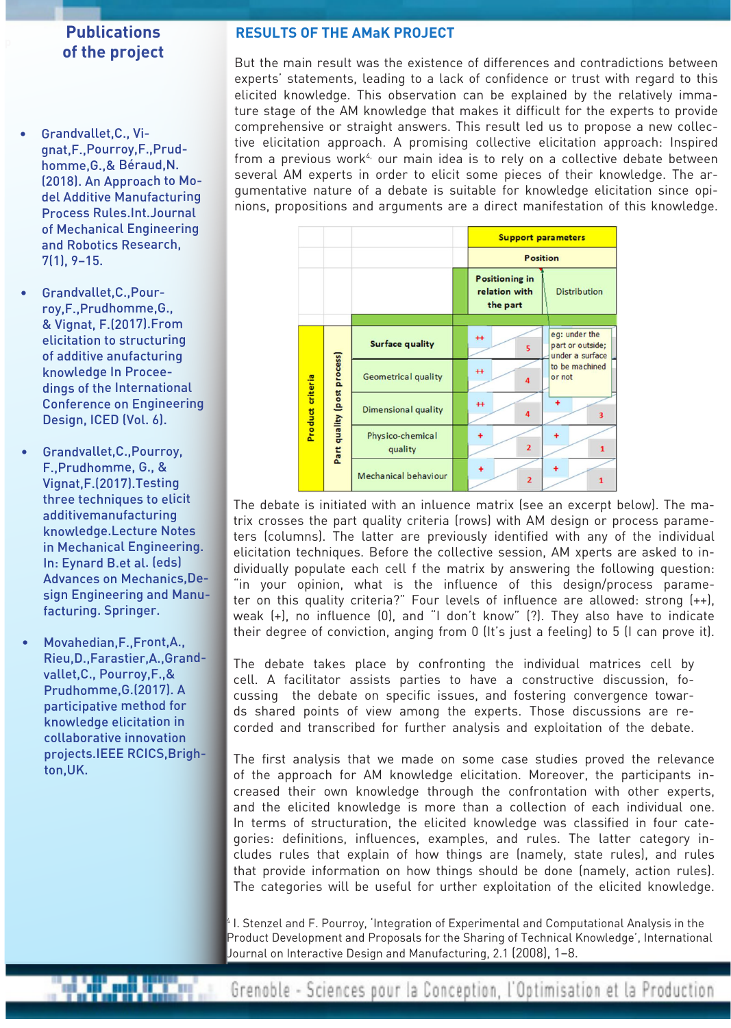## Publications of the project

- Grandvallet,C., Vignat,F.,Pourroy,F.,Prudhomme,G.,& Béraud,N.(2018). An Approach to Model Additive Manufacturing Process Rules.Int.Journal of Mechanical Engineering and Robotics Research, 7(1), 9–15.
- Grandvallet,C.,Pourroy,F.,Prudhomme,G., & Vignat, F.(2017).From elicitation to structuring of additive anufacturing knowledge In Proceedings of the International Conference on Engineering Design, ICED (Vol. 6).
- Grandvallet,C.,Pourroy, F.,Prudhomme, G., & Vignat,F.(2017).Testing three techniques to elicit additivemanufacturing knowledge.Lecture Notes in Mechanical Engineering. In: Eynard B.et al. (eds) Advances on Mechanics,Design Engineering and Manufacturing. Springer.
- Movahedian,F.,Front,A.,Rieu,D.,Farastier,A.,Grandvallet,C., Pourroy,F.,& Prudhomme,G.(2017). A participative method for knowledge elicitation in collaborative innovation projects.IEEE RCICS,Brighton,UK.

## RESULTS OF THE AMaK PROJECT

But the main result was the existence of differences and contradictions between experts' statements, leading to a lack of confidence or trust with regard to this elicited knowledge. This observation can be explained by the relatively immature stage of the AM knowledge that makes it difficult for the experts to provide comprehensive or straight answers. This result led us to propose a new collective elicitation approach. A promising collective elicitation approach: Inspired from a previous work[4], our main idea is to rely on a collective debate between several AM experts in order to elicit some pieces of their knowledge. The argumentative nature of a debate is suitable for knowledge elicitation since opinions, propositions and arguments are a direct manifestation of this knowledge.

| | | | Support parameters | | | |
|---|---|---|---|---|---|---|
| | | | Position | | | |
| | | | Positioning in relation with the part | | Distribution | |
| Product criteria | Part quality (post process) | Surface quality | ++ | 5 | eg: under the part or outside; under a surface to be machined or not | |
| | | Geometrical quality | ++ | 4 | | |
| | | Dimensional quality | ++ | 4 | + | 3 |
| | | Physico-chemical quality | + | 2 | + | 1 |
| | | Mechanical behaviour | + | 2 | + | 1 |

The debate is initiated with an inluence matrix (see an excerpt below). The matrix crosses the part quality criteria (rows) with AM design or process parameters (columns). The latter are previously identified with any of the individual elicitation techniques. Before the collective session, AM xperts are asked to individually populate each cell f the matrix by answering the following question: "in your opinion, what is the influence of this design/process parameter on this quality criteria?" Four levels of influence are allowed: strong (++), weak (+), no influence (0), and "I don't know" (?). They also have to indicate their degree of conviction, anging from 0 (It's just a feeling) to 5 (I can prove it).

The debate takes place by confronting the individual matrices cell by cell. A facilitator assists parties to have a constructive discussion, focussing the debate on specific issues, and fostering convergence towards shared points of view among the experts. Those discussions are recorded and transcribed for further analysis and exploitation of the debate.

The first analysis that we made on some case studies proved the relevance of the approach for AM knowledge elicitation. Moreover, the participants increased their own knowledge through the confrontation with other experts, and the elicited knowledge is more than a collection of each individual one. In terms of structuration, the elicited knowledge was classified in four categories: definitions, influences, examples, and rules. The latter category includes rules that explain of how things are (namely, state rules), and rules that provide information on how things should be done (namely, action rules). The categories will be useful for urther exploitation of the elicited knowledge.

[4] I. Stenzel and F. Pourroy, 'Integration of Experimental and Computational Analysis in the Product Development and Proposals for the Sharing of Technical Knowledge', International Journal on Interactive Design and Manufacturing, 2.1 (2008), 1–8.